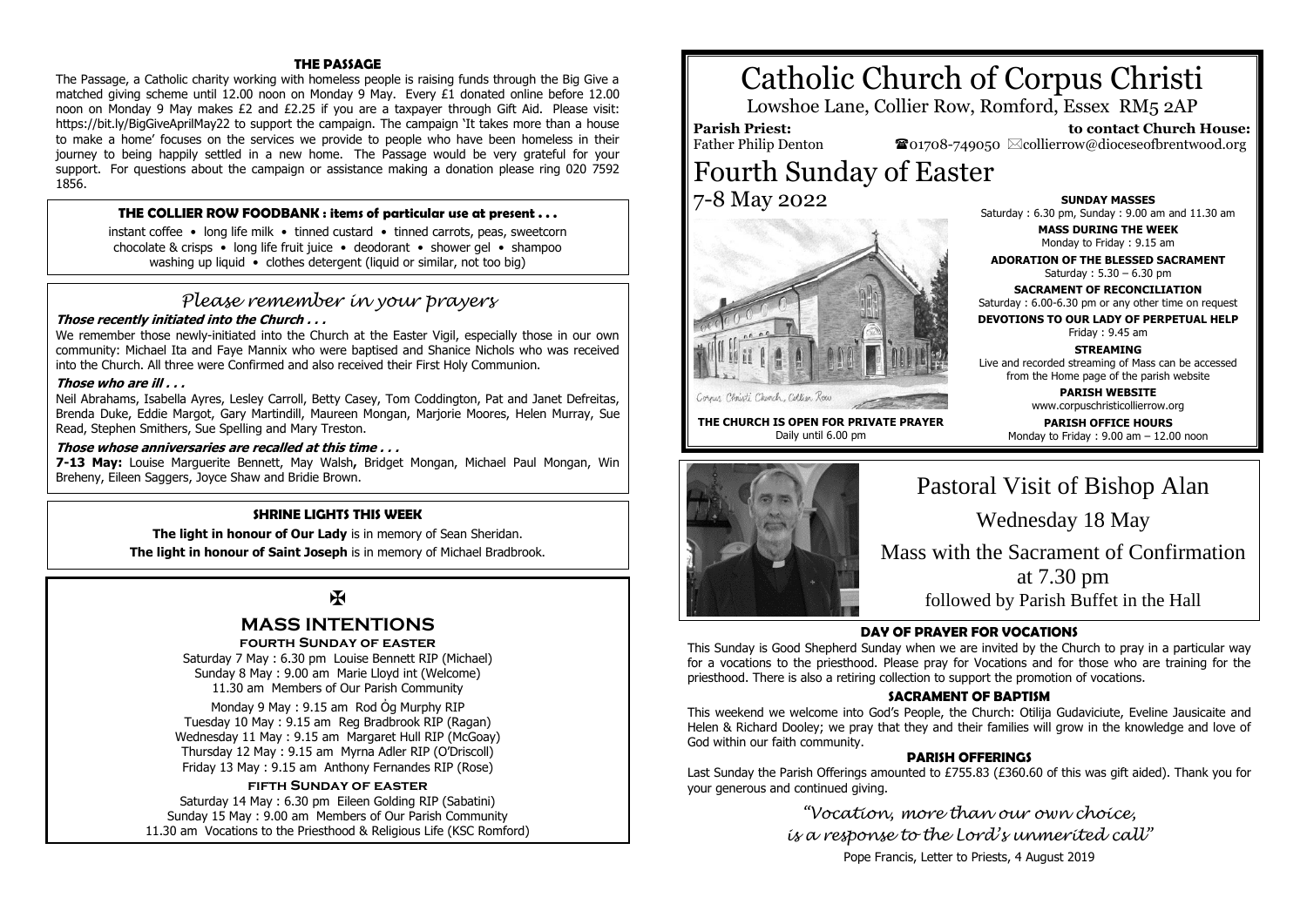# Catholic Church of Corpus Christi

Lowshoe Lane, Collier Row, Romford, Essex RM5 2AP

**Parish Priest:** Father Philip Denton

**to contact Church House:** ☎01708-749050 ✉collierrow@dioceseofbrentwood.org

# Fourth Sunday of Easter

## 7-8 May 2022

Corpus Christi Church, Collier Row

**THE CHURCH IS OPEN FOR PRIVATE PRAYER**
Daily until 6.00 pm

**SUNDAY MASSES**
Saturday : 6.30 pm, Sunday : 9.00 am and 11.30 am

**MASS DURING THE WEEK**
Monday to Friday : 9.15 am

**ADORATION OF THE BLESSED SACRAMENT**
Saturday : 5.30 – 6.30 pm

**SACRAMENT OF RECONCILIATION**
Saturday : 6.00-6.30 pm or any other time on request

**DEVOTIONS TO OUR LADY OF PERPETUAL HELP**
Friday : 9.45 am

**STREAMING**
Live and recorded streaming of Mass can be accessed from the Home page of the parish website

**PARISH WEBSITE**
www.corpuschristicollierrow.org

**PARISH OFFICE HOURS**
Monday to Friday : 9.00 am – 12.00 noon

## Pastoral Visit of Bishop Alan

Wednesday 18 May

Mass with the Sacrament of Confirmation at 7.30 pm

followed by Parish Buffet in the Hall

### DAY OF PRAYER FOR VOCATIONS

This Sunday is Good Shepherd Sunday when we are invited by the Church to pray in a particular way for a vocations to the priesthood. Please pray for Vocations and for those who are training for the priesthood. There is also a retiring collection to support the promotion of vocations.

### SACRAMENT OF BAPTISM

This weekend we welcome into God's People, the Church: Otilija Gudaviciute, Eveline Jausicaite and Helen & Richard Dooley; we pray that they and their families will grow in the knowledge and love of God within our faith community.

### PARISH OFFERINGS

Last Sunday the Parish Offerings amounted to £755.83 (£360.60 of this was gift aided). Thank you for your generous and continued giving.

*"Vocation, more than our own choice, is a response to the Lord's unmerited call"*

Pope Francis, Letter to Priests, 4 August 2019

### THE PASSAGE

The Passage, a Catholic charity working with homeless people is raising funds through the Big Give a matched giving scheme until 12.00 noon on Monday 9 May. Every £1 donated online before 12.00 noon on Monday 9 May makes £2 and £2.25 if you are a taxpayer through Gift Aid. Please visit: https://bit.ly/BigGiveAprilMay22 to support the campaign. The campaign 'It takes more than a house to make a home' focuses on the services we provide to people who have been homeless in their journey to being happily settled in a new home. The Passage would be very grateful for your support. For questions about the campaign or assistance making a donation please ring 020 7592 1856.

### THE COLLIER ROW FOODBANK : items of particular use at present . . .

instant coffee • long life milk • tinned custard • tinned carrots, peas, sweetcorn
chocolate & crisps • long life fruit juice • deodorant • shower gel • shampoo
washing up liquid • clothes detergent (liquid or similar, not too big)

## *Please remember in your prayers*

***Those recently initiated into the Church . . .***

We remember those newly-initiated into the Church at the Easter Vigil, especially those in our own community: Michael Ita and Faye Mannix who were baptised and Shanice Nichols who was received into the Church. All three were Confirmed and also received their First Holy Communion.

***Those who are ill . . .***

Neil Abrahams, Isabella Ayres, Lesley Carroll, Betty Casey, Tom Coddington, Pat and Janet Defreitas, Brenda Duke, Eddie Margot, Gary Martindill, Maureen Mongan, Marjorie Moores, Helen Murray, Sue Read, Stephen Smithers, Sue Spelling and Mary Treston.

***Those whose anniversaries are recalled at this time . . .***

**7-13 May:** Louise Marguerite Bennett, May Walsh**,** Bridget Mongan, Michael Paul Mongan, Win Breheny, Eileen Saggers, Joyce Shaw and Bridie Brown.

### SHRINE LIGHTS THIS WEEK

**The light in honour of Our Lady** is in memory of Sean Sheridan.

**The light in honour of Saint Joseph** is in memory of Michael Bradbrook.

✠

## MASS INTENTIONS

**FOURTH SUNDAY OF EASTER**

Saturday 7 May : 6.30 pm Louise Bennett RIP (Michael)
Sunday 8 May : 9.00 am Marie Lloyd int (Welcome)
11.30 am Members of Our Parish Community

Monday 9 May : 9.15 am Rod Óg Murphy RIP
Tuesday 10 May : 9.15 am Reg Bradbrook RIP (Ragan)
Wednesday 11 May : 9.15 am Margaret Hull RIP (McGoay)
Thursday 12 May : 9.15 am Myrna Adler RIP (O'Driscoll)
Friday 13 May : 9.15 am Anthony Fernandes RIP (Rose)

**FIFTH SUNDAY OF EASTER**

Saturday 14 May : 6.30 pm Eileen Golding RIP (Sabatini)
Sunday 15 May : 9.00 am Members of Our Parish Community
11.30 am Vocations to the Priesthood & Religious Life (KSC Romford)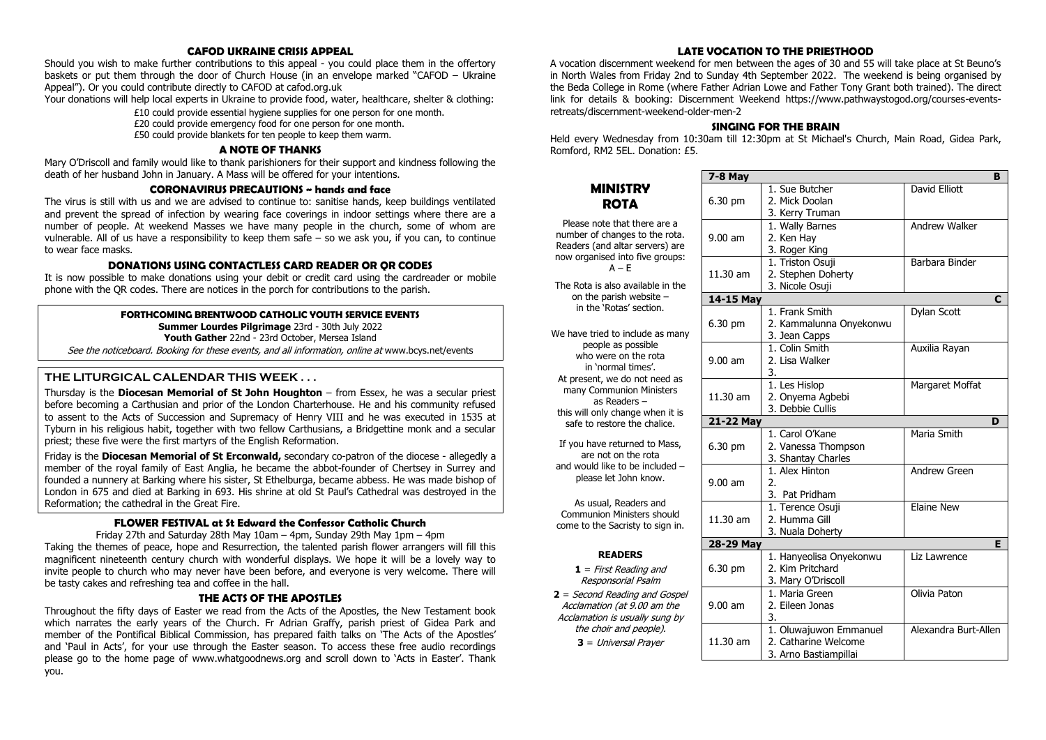## CAFOD UKRAINE CRISIS APPEAL

Should you wish to make further contributions to this appeal - you could place them in the offertory baskets or put them through the door of Church House (in an envelope marked "CAFOD – Ukraine Appeal"). Or you could contribute directly to CAFOD at cafod.org.uk

Your donations will help local experts in Ukraine to provide food, water, healthcare, shelter & clothing:

£10 could provide essential hygiene supplies for one person for one month.
£20 could provide emergency food for one person for one month.
£50 could provide blankets for ten people to keep them warm.

## A NOTE OF THANKS

Mary O'Driscoll and family would like to thank parishioners for their support and kindness following the death of her husband John in January. A Mass will be offered for your intentions.

## CORONAVIRUS PRECAUTIONS ~ hands and face

The virus is still with us and we are advised to continue to: sanitise hands, keep buildings ventilated and prevent the spread of infection by wearing face coverings in indoor settings where there are a number of people. At weekend Masses we have many people in the church, some of whom are vulnerable. All of us have a responsibility to keep them safe – so we ask you, if you can, to continue to wear face masks.

## DONATIONS USING CONTACTLESS CARD READER OR QR CODES

It is now possible to make donations using your debit or credit card using the cardreader or mobile phone with the QR codes. There are notices in the porch for contributions to the parish.

## FORTHCOMING BRENTWOOD CATHOLIC YOUTH SERVICE EVENTS

**Summer Lourdes Pilgrimage** 23rd - 30th July 2022
**Youth Gather** 22nd - 23rd October, Mersea Island

*See the noticeboard. Booking for these events, and all information, online at* www.bcys.net/events

## THE LITURGICAL CALENDAR THIS WEEK . . .

Thursday is the **Diocesan Memorial of St John Houghton** – from Essex, he was a secular priest before becoming a Carthusian and prior of the London Charterhouse. He and his community refused to assent to the Acts of Succession and Supremacy of Henry VIII and he was executed in 1535 at Tyburn in his religious habit, together with two fellow Carthusians, a Bridgettine monk and a secular priest; these five were the first martyrs of the English Reformation.

Friday is the **Diocesan Memorial of St Erconwald,** secondary co-patron of the diocese - allegedly a member of the royal family of East Anglia, he became the abbot-founder of Chertsey in Surrey and founded a nunnery at Barking where his sister, St Ethelburga, became abbess. He was made bishop of London in 675 and died at Barking in 693. His shrine at old St Paul's Cathedral was destroyed in the Reformation; the cathedral in the Great Fire.

## FLOWER FESTIVAL at St Edward the Confessor Catholic Church

Friday 27th and Saturday 28th May 10am – 4pm, Sunday 29th May 1pm – 4pm

Taking the themes of peace, hope and Resurrection, the talented parish flower arrangers will fill this magnificent nineteenth century church with wonderful displays. We hope it will be a lovely way to invite people to church who may never have been before, and everyone is very welcome. There will be tasty cakes and refreshing tea and coffee in the hall.

## THE ACTS OF THE APOSTLES

Throughout the fifty days of Easter we read from the Acts of the Apostles, the New Testament book which narrates the early years of the Church. Fr Adrian Graffy, parish priest of Gidea Park and member of the Pontifical Biblical Commission, has prepared faith talks on 'The Acts of the Apostles' and 'Paul in Acts', for your use through the Easter season. To access these free audio recordings please go to the home page of www.whatgoodnews.org and scroll down to 'Acts in Easter'. Thank you.

## LATE VOCATION TO THE PRIESTHOOD

A vocation discernment weekend for men between the ages of 30 and 55 will take place at St Beuno's in North Wales from Friday 2nd to Sunday 4th September 2022. The weekend is being organised by the Beda College in Rome (where Father Adrian Lowe and Father Tony Grant both trained). The direct link for details & booking: Discernment Weekend https://www.pathwaystogod.org/courses-events-retreats/discernment-weekend-older-men-2

## SINGING FOR THE BRAIN

Held every Wednesday from 10:30am till 12:30pm at St Michael's Church, Main Road, Gidea Park, Romford, RM2 5EL. Donation: £5.

## MINISTRY ROTA

Please note that there are a number of changes to the rota. Readers (and altar servers) are now organised into five groups: A – E

The Rota is also available in the on the parish website – in the 'Rotas' section.

We have tried to include as many people as possible who were on the rota in 'normal times'. At present, we do not need as many Communion Ministers as Readers – this will only change when it is safe to restore the chalice.

If you have returned to Mass, are not on the rota and would like to be included – please let John know.

As usual, Readers and Communion Ministers should come to the Sacristy to sign in.

### READERS

**1** = *First Reading and Responsorial Psalm*
**2** = *Second Reading and Gospel Acclamation (at 9.00 am the Acclamation is usually sung by the choir and people).*
**3** = *Universal Prayer*

| | | |
|---|---|---|
| **7-8 May** | | **B** |
| 6.30 pm | 1. Sue Butcher<br>2. Mick Doolan<br>3. Kerry Truman | David Elliott |
| 9.00 am | 1. Wally Barnes<br>2. Ken Hay<br>3. Roger King | Andrew Walker |
| 11.30 am | 1. Triston Osuji<br>2. Stephen Doherty<br>3. Nicole Osuji | Barbara Binder |
| **14-15 May** | | **C** |
| 6.30 pm | 1. Frank Smith<br>2. Kammalunna Onyekonwu<br>3. Jean Capps | Dylan Scott |
| 9.00 am | 1. Colin Smith<br>2. Lisa Walker<br>3. | Auxilia Rayan |
| 11.30 am | 1. Les Hislop<br>2. Onyema Agbebi<br>3. Debbie Cullis | Margaret Moffat |
| **21-22 May** | | **D** |
| 6.30 pm | 1. Carol O'Kane<br>2. Vanessa Thompson<br>3. Shantay Charles | Maria Smith |
| 9.00 am | 1. Alex Hinton<br>2.<br>3. Pat Pridham | Andrew Green |
| 11.30 am | 1. Terence Osuji<br>2. Humma Gill<br>3. Nuala Doherty | Elaine New |
| **28-29 May** | | **E** |
| 6.30 pm | 1. Hanyeolisa Onyekonwu<br>2. Kim Pritchard<br>3. Mary O'Driscoll | Liz Lawrence |
| 9.00 am | 1. Maria Green<br>2. Eileen Jonas<br>3. | Olivia Paton |
| 11.30 am | 1. Oluwajuwon Emmanuel<br>2. Catharine Welcome<br>3. Arno Bastiampillai | Alexandra Burt-Allen |